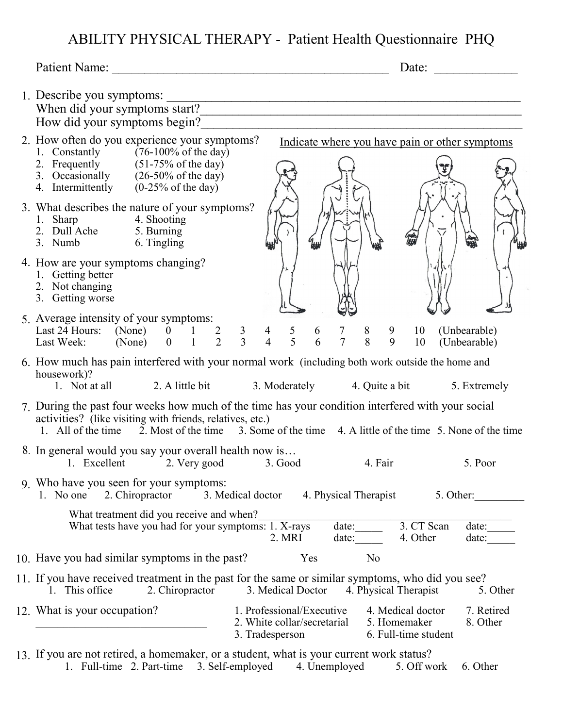# ABILITY PHYSICAL THERAPY - Patient Health Questionnaire PHQ

Patient Name: ___________________________________________ Date: ____________

1. Describe you symptoms: ___________________________________________________________
   When did your symptoms start?___________________________________________________
   How did your symptoms begin?____________________________________________________

2. How often do you experience your symptoms?
   1. Constantly (76-100% of the day)
   2. Frequently (51-75% of the day)
   3. Occasionally (26-50% of the day)
   4. Intermittently (0-25% of the day)

Indicate where you have pain or other symptoms

3. What describes the nature of your symptoms?
   1. Sharp
   2. Dull Ache
   3. Numb
   4. Shooting
   5. Burning
   6. Tingling

4. How are your symptoms changing?
   1. Getting better
   2. Not changing
   3. Getting worse

5. Average intensity of your symptoms:

| | | | | | | | | | | | | | |
|---|---|---|---|---|---|---|---|---|---|---|---|---|---|
| Last 24 Hours: | (None) | 0 | 1 | 2 | 3 | 4 | 5 | 6 | 7 | 8 | 9 | 10 | (Unbearable) |
| Last Week: | (None) | 0 | 1 | 2 | 3 | 4 | 5 | 6 | 7 | 8 | 9 | 10 | (Unbearable) |

6. How much has pain interfered with your normal work (including both work outside the home and housework)?
   1. Not at all 2. A little bit 3. Moderately 4. Quite a bit 5. Extremely

7. During the past four weeks how much of the time has your condition interfered with your social activities? (like visiting with friends, relatives, etc.)
   1. All of the time 2. Most of the time 3. Some of the time 4. A little of the time 5. None of the time

8. In general would you say your overall health now is…
   1. Excellent 2. Very good 3. Good 4. Fair 5. Poor

9. Who have you seen for your symptoms:
   1. No one 2. Chiropractor 3. Medical doctor 4. Physical Therapist 5. Other:_________

   What treatment did you receive and when?_____________________________________________
   What tests have you had for your symptoms: 1. X-rays date:_____ 3. CT Scan date:_____
   2. MRI date:_____ 4. Other date:_____

10. Have you had similar symptoms in the past? Yes No

11. If you have received treatment in the past for the same or similar symptoms, who did you see?
    1. This office 2. Chiropractor 3. Medical Doctor 4. Physical Therapist 5. Other

12. What is your occupation?
    _____________________________
    1. Professional/Executive
    2. White collar/secretarial
    3. Tradesperson
    4. Medical doctor
    5. Homemaker
    6. Full-time student
    7. Retired
    8. Other

13. If you are not retired, a homemaker, or a student, what is your current work status?
    1. Full-time 2. Part-time 3. Self-employed 4. Unemployed 5. Off work 6. Other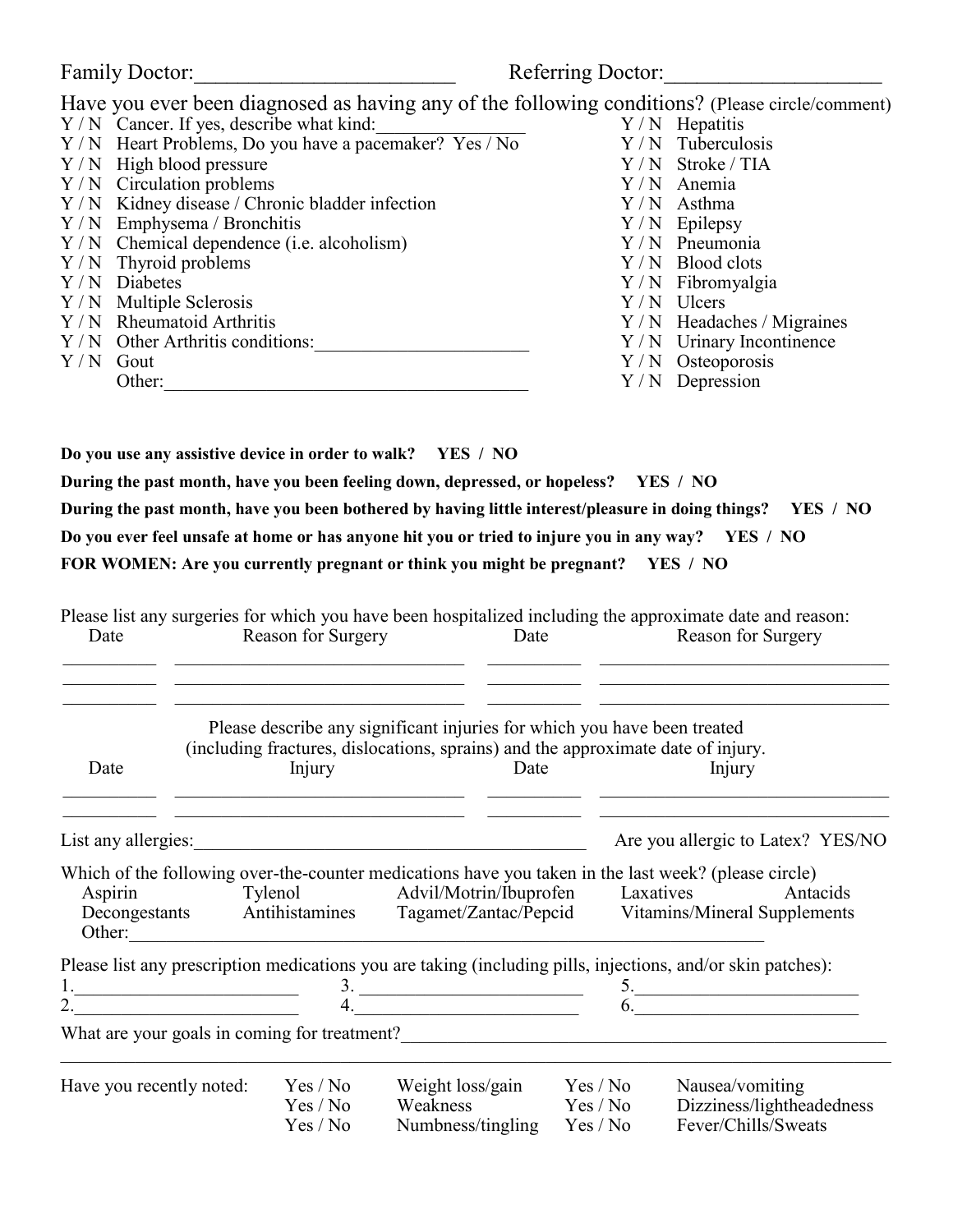Family Doctor:\_\_\_\_\_\_\_\_\_\_\_\_\_\_\_\_\_\_\_\_\_\_\_\_ Referring Doctor:\_\_\_\_\_\_\_\_\_\_\_\_\_\_\_\_\_\_\_\_

Have you ever been diagnosed as having any of the following conditions? (Please circle/comment)

| | | | |
|---|---|---|---|
| Y / N | Cancer. If yes, describe what kind:\_\_\_\_\_\_\_\_\_\_\_\_\_\_\_\_ | Y / N | Hepatitis |
| Y / N | Heart Problems, Do you have a pacemaker? Yes / No | Y / N | Tuberculosis |
| Y / N | High blood pressure | Y / N | Stroke / TIA |
| Y / N | Circulation problems | Y / N | Anemia |
| Y / N | Kidney disease / Chronic bladder infection | Y / N | Asthma |
| Y / N | Emphysema / Bronchitis | Y / N | Epilepsy |
| Y / N | Chemical dependence (i.e. alcoholism) | Y / N | Pneumonia |
| Y / N | Thyroid problems | Y / N | Blood clots |
| Y / N | Diabetes | Y / N | Fibromyalgia |
| Y / N | Multiple Sclerosis | Y / N | Ulcers |
| Y / N | Rheumatoid Arthritis | Y / N | Headaches / Migraines |
| Y / N | Other Arthritis conditions:\_\_\_\_\_\_\_\_\_\_\_\_\_\_\_\_\_\_\_\_\_\_\_ | Y / N | Urinary Incontinence |
| Y / N | Gout | Y / N | Osteoporosis |
| | Other:\_\_\_\_\_\_\_\_\_\_\_\_\_\_\_\_\_\_\_\_\_\_\_\_\_\_\_\_\_\_\_\_\_\_\_\_\_\_\_\_ | Y / N | Depression |

**Do you use any assistive device in order to walk? YES / NO**

**During the past month, have you been feeling down, depressed, or hopeless? YES / NO**

**During the past month, have you been bothered by having little interest/pleasure in doing things? YES / NO**

**Do you ever feel unsafe at home or has anyone hit you or tried to injure you in any way? YES / NO**

**FOR WOMEN: Are you currently pregnant or think you might be pregnant? YES / NO**

Please list any surgeries for which you have been hospitalized including the approximate date and reason:

| Date | Reason for Surgery | Date | Reason for Surgery |
|---|---|---|---|
| | | | |
| | | | |
| | | | |

Please describe any significant injuries for which you have been treated (including fractures, dislocations, sprains) and the approximate date of injury.

| Date | Injury | Date | Injury |
|---|---|---|---|
| | | | |
| | | | |

List any allergies:\_\_\_\_\_\_\_\_\_\_\_\_\_\_\_\_\_\_\_\_\_\_\_\_\_\_\_\_\_\_\_\_\_\_\_\_\_\_\_\_\_\_\_\_ Are you allergic to Latex? YES/NO

Which of the following over-the-counter medications have you taken in the last week? (please circle)

Aspirin Tylenol Advil/Motrin/Ibuprofen Laxatives Antacids
Decongestants Antihistamines Tagamet/Zantac/Pepcid Vitamins/Mineral Supplements
Other:\_\_\_\_\_\_\_\_\_\_\_\_\_\_\_\_\_\_\_\_\_\_\_\_\_\_\_\_\_\_\_\_\_\_\_\_\_\_\_\_\_\_\_\_\_\_\_\_\_\_\_\_\_\_\_\_\_\_\_\_\_\_\_\_\_\_\_\_\_\_\_\_

Please list any prescription medications you are taking (including pills, injections, and/or skin patches):

1.\_\_\_\_\_\_\_\_\_\_\_\_\_\_\_\_\_\_\_\_\_\_\_\_ 3. \_\_\_\_\_\_\_\_\_\_\_\_\_\_\_\_\_\_\_\_\_\_\_\_ 5.\_\_\_\_\_\_\_\_\_\_\_\_\_\_\_\_\_\_\_\_\_\_\_\_
2.\_\_\_\_\_\_\_\_\_\_\_\_\_\_\_\_\_\_\_\_\_\_\_\_ 4.\_\_\_\_\_\_\_\_\_\_\_\_\_\_\_\_\_\_\_\_\_\_\_\_ 6.\_\_\_\_\_\_\_\_\_\_\_\_\_\_\_\_\_\_\_\_\_\_\_\_

What are your goals in coming for treatment?\_\_\_\_\_\_\_\_\_\_\_\_\_\_\_\_\_\_\_\_\_\_\_\_\_\_\_\_\_\_\_\_\_\_\_\_\_\_\_\_\_\_\_\_\_\_\_\_\_\_\_\_\_\_

| Have you recently noted: | | | | |
|---|---|---|---|---|
| | Yes / No | Weight loss/gain | Yes / No | Nausea/vomiting |
| | Yes / No | Weakness | Yes / No | Dizziness/lightheadedness |
| | Yes / No | Numbness/tingling | Yes / No | Fever/Chills/Sweats |